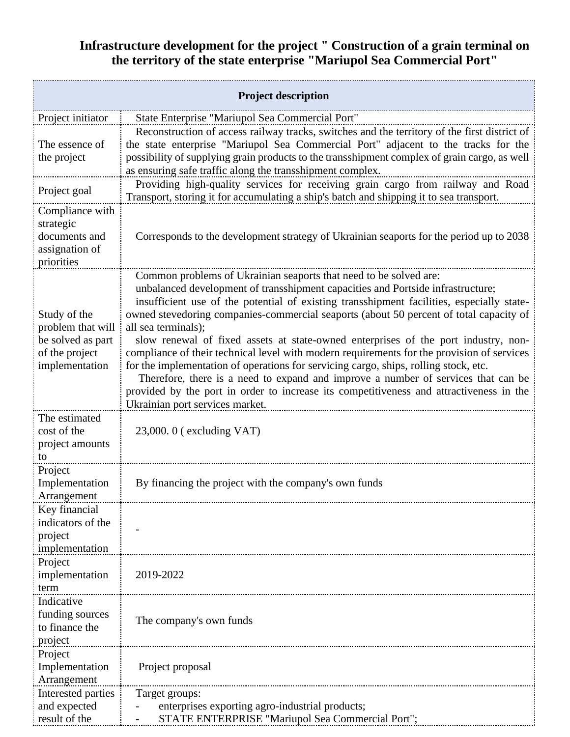# Infrastructure development for the project " Construction of a grain terminal on the territory of the state enterprise "Mariupol Sea Commercial Port"

| **Project description** | |
|---|---|
| Project initiator | State Enterprise "Mariupol Sea Commercial Port" |
| The essence of the project | Reconstruction of access railway tracks, switches and the territory of the first district of the state enterprise "Mariupol Sea Commercial Port" adjacent to the tracks for the possibility of supplying grain products to the transshipment complex of grain cargo, as well as ensuring safe traffic along the transshipment complex. |
| Project goal | Providing high-quality services for receiving grain cargo from railway and Road Transport, storing it for accumulating a ship's batch and shipping it to sea transport. |
| Compliance with strategic documents and assignation of priorities | Corresponds to the development strategy of Ukrainian seaports for the period up to 2038 |
| Study of the problem that will be solved as part of the project implementation | Common problems of Ukrainian seaports that need to be solved are:<br>unbalanced development of transshipment capacities and Portside infrastructure;<br>insufficient use of the potential of existing transshipment facilities, especially state-owned stevedoring companies-commercial seaports (about 50 percent of total capacity of all sea terminals);<br>slow renewal of fixed assets at state-owned enterprises of the port industry, non-compliance of their technical level with modern requirements for the provision of services for the implementation of operations for servicing cargo, ships, rolling stock, etc.<br>Therefore, there is a need to expand and improve a number of services that can be provided by the port in order to increase its competitiveness and attractiveness in the Ukrainian port services market. |
| The estimated cost of the project amounts to | 23,000. 0 ( excluding VAT) |
| Project Implementation Arrangement | By financing the project with the company's own funds |
| Key financial indicators of the project implementation | - |
| Project implementation term | 2019-2022 |
| Indicative funding sources to finance the project | The company's own funds |
| Project Implementation Arrangement | Project proposal |
| Interested parties and expected result of the | Target groups:<br>- enterprises exporting agro-industrial products;<br>- STATE ENTERPRISE "Mariupol Sea Commercial Port"; |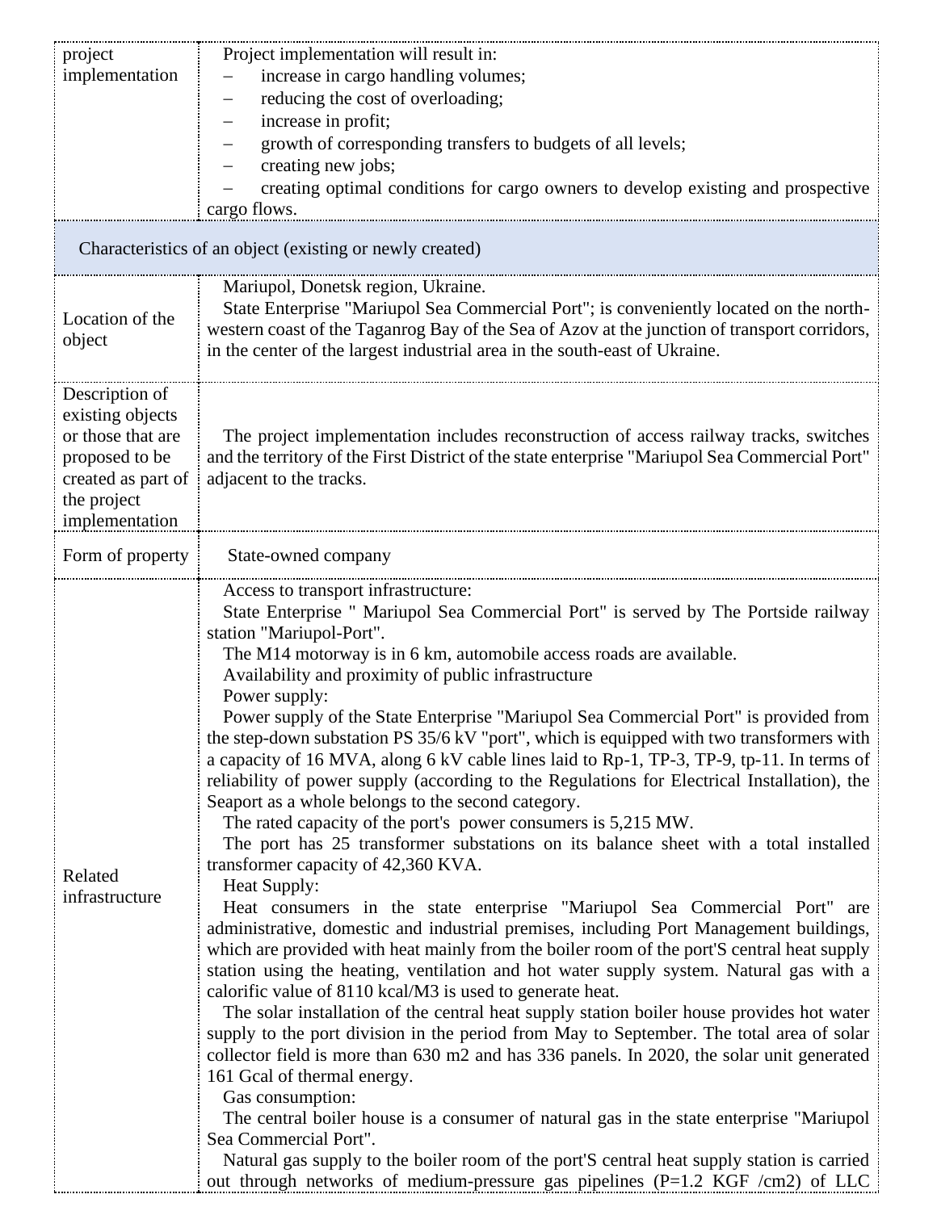| | |
|---|---|
| project implementation | Project implementation will result in:<br>– increase in cargo handling volumes;<br>– reducing the cost of overloading;<br>– increase in profit;<br>– growth of corresponding transfers to budgets of all levels;<br>– creating new jobs;<br>– creating optimal conditions for cargo owners to develop existing and prospective cargo flows. |
| **Characteristics of an object (existing or newly created)** | |
| Location of the object | Mariupol, Donetsk region, Ukraine.<br>State Enterprise "Mariupol Sea Commercial Port"; is conveniently located on the north-western coast of the Taganrog Bay of the Sea of Azov at the junction of transport corridors, in the center of the largest industrial area in the south-east of Ukraine. |
| Description of existing objects or those that are proposed to be created as part of the project implementation | The project implementation includes reconstruction of access railway tracks, switches and the territory of the First District of the state enterprise "Mariupol Sea Commercial Port" adjacent to the tracks. |
| Form of property | State-owned company |
| Related infrastructure | Access to transport infrastructure:<br>State Enterprise " Mariupol Sea Commercial Port" is served by The Portside railway station "Mariupol-Port".<br>The M14 motorway is in 6 km, automobile access roads are available.<br>Availability and proximity of public infrastructure<br>Power supply:<br>Power supply of the State Enterprise "Mariupol Sea Commercial Port" is provided from the step-down substation PS 35/6 kV "port", which is equipped with two transformers with a capacity of 16 MVA, along 6 kV cable lines laid to Rp-1, TP-3, TP-9, tp-11. In terms of reliability of power supply (according to the Regulations for Electrical Installation), the Seaport as a whole belongs to the second category.<br>The rated capacity of the port's power consumers is 5,215 MW.<br>The port has 25 transformer substations on its balance sheet with a total installed transformer capacity of 42,360 KVA.<br>Heat Supply:<br>Heat consumers in the state enterprise "Mariupol Sea Commercial Port" are administrative, domestic and industrial premises, including Port Management buildings, which are provided with heat mainly from the boiler room of the port'S central heat supply station using the heating, ventilation and hot water supply system. Natural gas with a calorific value of 8110 kcal/M3 is used to generate heat.<br>The solar installation of the central heat supply station boiler house provides hot water supply to the port division in the period from May to September. The total area of solar collector field is more than 630 m2 and has 336 panels. In 2020, the solar unit generated 161 Gcal of thermal energy.<br>Gas consumption:<br>The central boiler house is a consumer of natural gas in the state enterprise "Mariupol Sea Commercial Port".<br>Natural gas supply to the boiler room of the port'S central heat supply station is carried out through networks of medium-pressure gas pipelines (P=1.2 KGF /cm2) of LLC |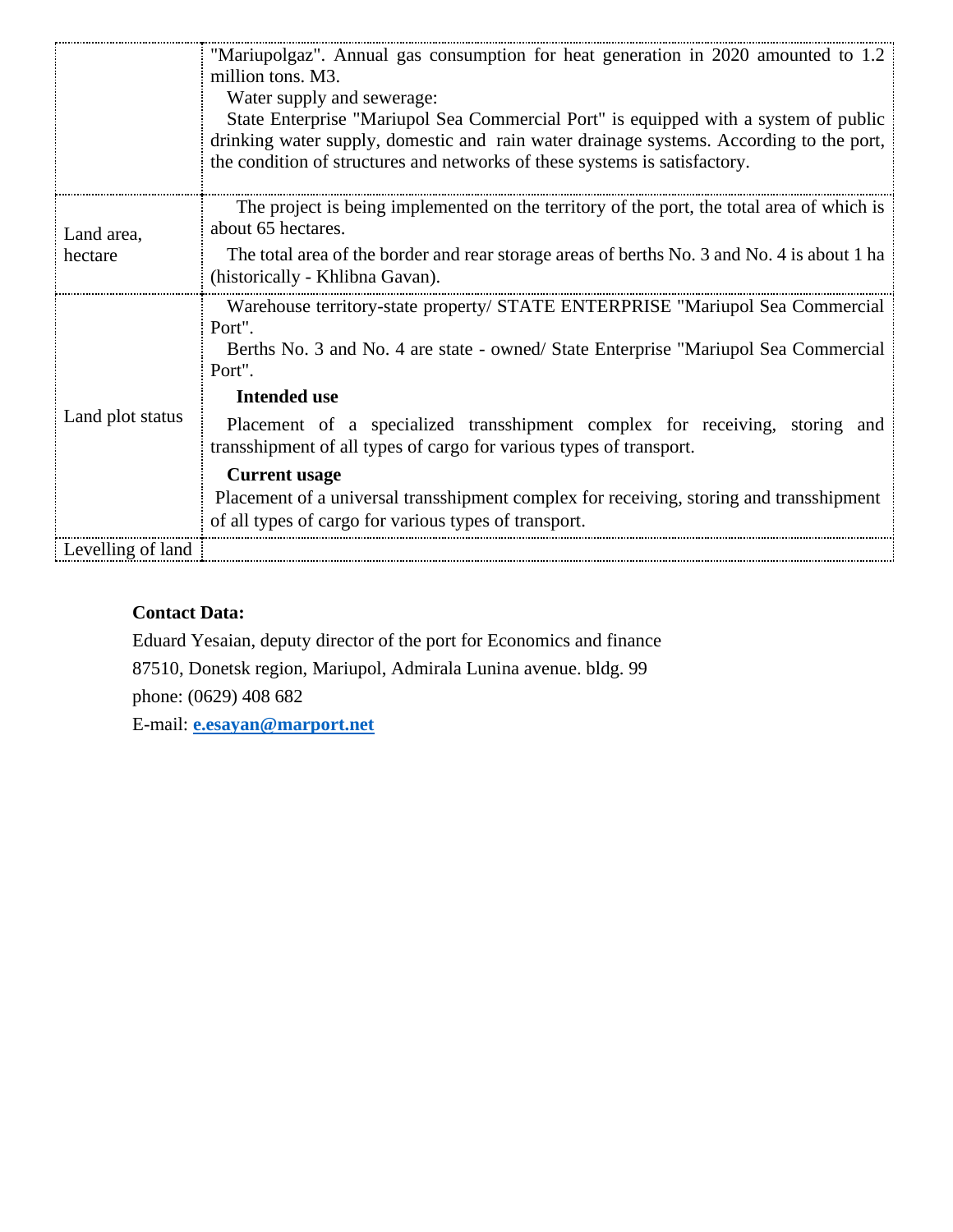| | |
|---|---|
| | "Mariupolgaz". Annual gas consumption for heat generation in 2020 amounted to 1.2 million tons. M3.<br>Water supply and sewerage:<br>State Enterprise "Mariupol Sea Commercial Port" is equipped with a system of public drinking water supply, domestic and rain water drainage systems. According to the port, the condition of structures and networks of these systems is satisfactory. |
| Land area, hectare | The project is being implemented on the territory of the port, the total area of which is about 65 hectares.<br>The total area of the border and rear storage areas of berths No. 3 and No. 4 is about 1 ha (historically - Khlibna Gavan). |
| Land plot status | Warehouse territory-state property/ STATE ENTERPRISE "Mariupol Sea Commercial Port".<br>Berths No. 3 and No. 4 are state - owned/ State Enterprise "Mariupol Sea Commercial Port".<br>**Intended use**<br>Placement of a specialized transshipment complex for receiving, storing and transshipment of all types of cargo for various types of transport.<br>**Current usage**<br>Placement of a universal transshipment complex for receiving, storing and transshipment of all types of cargo for various types of transport. |
| Levelling of land | |

**Contact Data:**

Eduard Yesaian, deputy director of the port for Economics and finance

87510, Donetsk region, Mariupol, Admirala Lunina avenue. bldg. 99

phone: (0629) 408 682

E-mail: **e.esayan@marport.net**